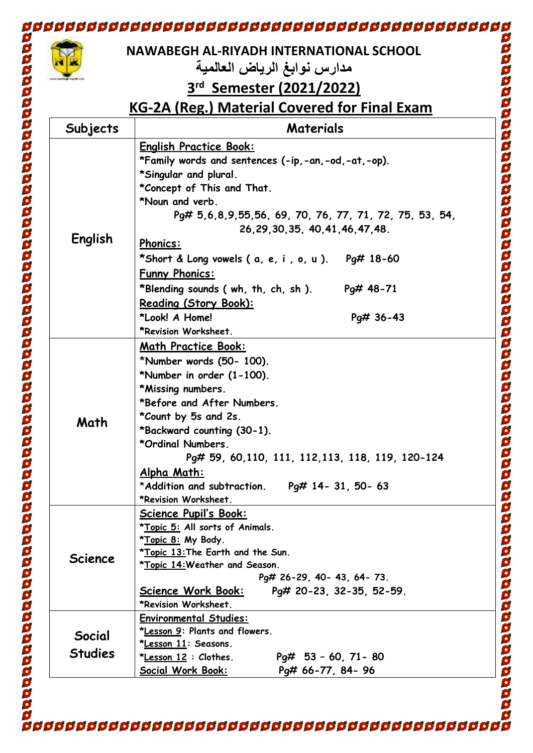# NAWABEGH AL-RIYADH INTERNATIONAL SCHOOL

## مدارس نوابغ الرياض العالمية

## 3rd Semester (2021/2022)

## KG-2A (Reg.) Material Covered for Final Exam

| Subjects | Materials |
|---|---|
| English | **English Practice Book:**<br>*Family words and sentences (-ip,-an,-od,-at,-op).<br>*Singular and plural.<br>*Concept of This and That.<br>*Noun and verb.<br>Pg# 5,6,8,9,55,56, 69, 70, 76, 77, 71, 72, 75, 53, 54, 26,29,30,35, 40,41,46,47,48.<br>**Phonics:**<br>*Short & Long vowels ( a, e, i , o, u ). Pg# 18-60<br>**Funny Phonics:**<br>*Blending sounds ( wh, th, ch, sh ). Pg# 48-71<br>**Reading (Story Book):**<br>*Look! A Home! Pg# 36-43<br>*Revision Worksheet. |
| Math | **Math Practice Book:**<br>*Number words (50- 100).<br>*Number in order (1-100).<br>*Missing numbers.<br>*Before and After Numbers.<br>*Count by 5s and 2s.<br>*Backward counting (30-1).<br>*Ordinal Numbers.<br>Pg# 59, 60,110, 111, 112,113, 118, 119, 120-124<br>**Alpha Math:**<br>*Addition and subtraction. Pg# 14- 31, 50- 63<br>*Revision Worksheet. |
| Science | **Science Pupil's Book:**<br>*Topic 5: All sorts of Animals.<br>*Topic 8: My Body.<br>*Topic 13: The Earth and the Sun.<br>*Topic 14: Weather and Season.<br>Pg# 26-29, 40- 43, 64- 73.<br>**Science Work Book:** Pg# 20-23, 32-35, 52-59.<br>*Revision Worksheet. |
| Social Studies | **Environmental Studies:**<br>*Lesson 9: Plants and flowers.<br>*Lesson 11: Seasons.<br>*Lesson 12 : Clothes. Pg# 53 – 60, 71- 80<br>**Social Work Book:** Pg# 66-77, 84- 96 |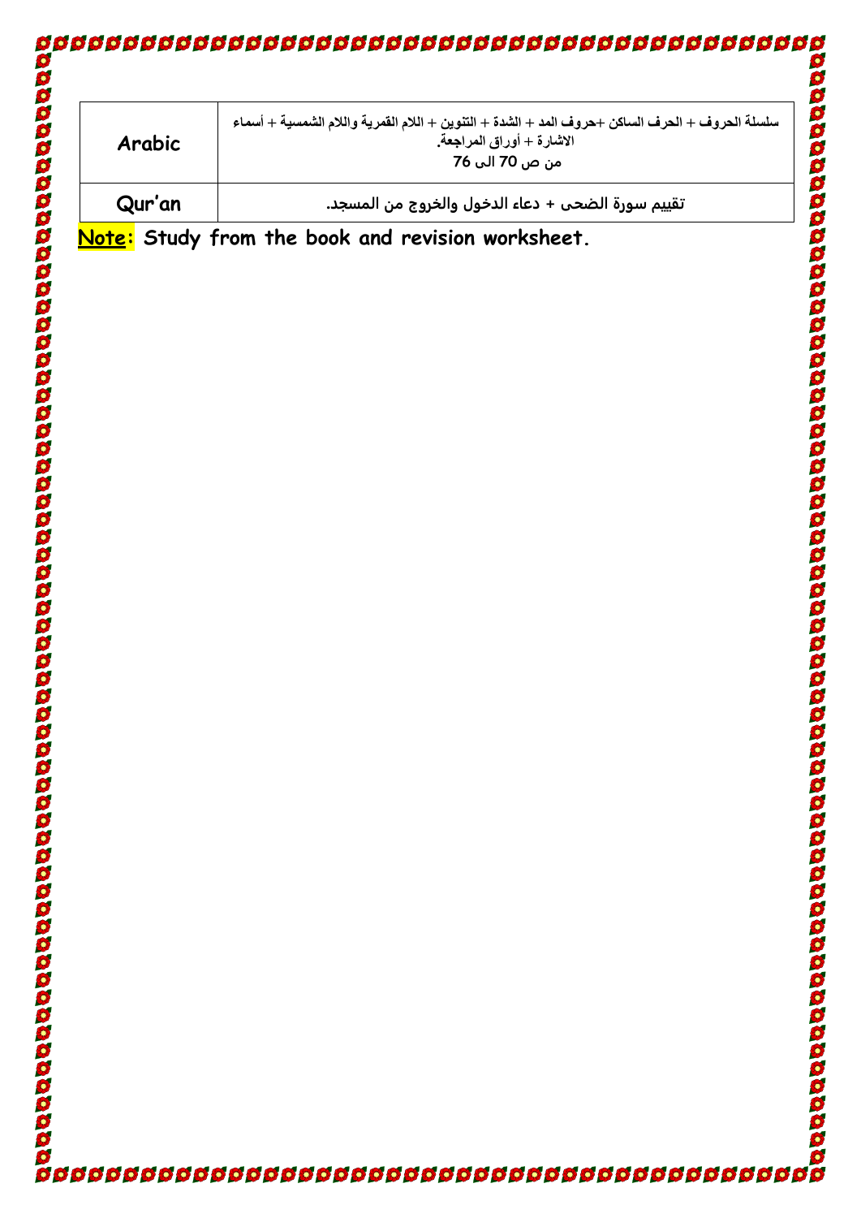| | |
|---|---|
| **Arabic** | سلسلة الحروف + الحرف الساكن +حروف المد + الشدة + التنوين + اللام القمرية واللام الشمسية + أسماء الاشارة + أوراق المراجعة. من ص 70 الى 76 |
| **Qur'an** | تقييم سورة الضحى + دعاء الدخول والخروج من المسجد. |

**Note: Study from the book and revision worksheet.**